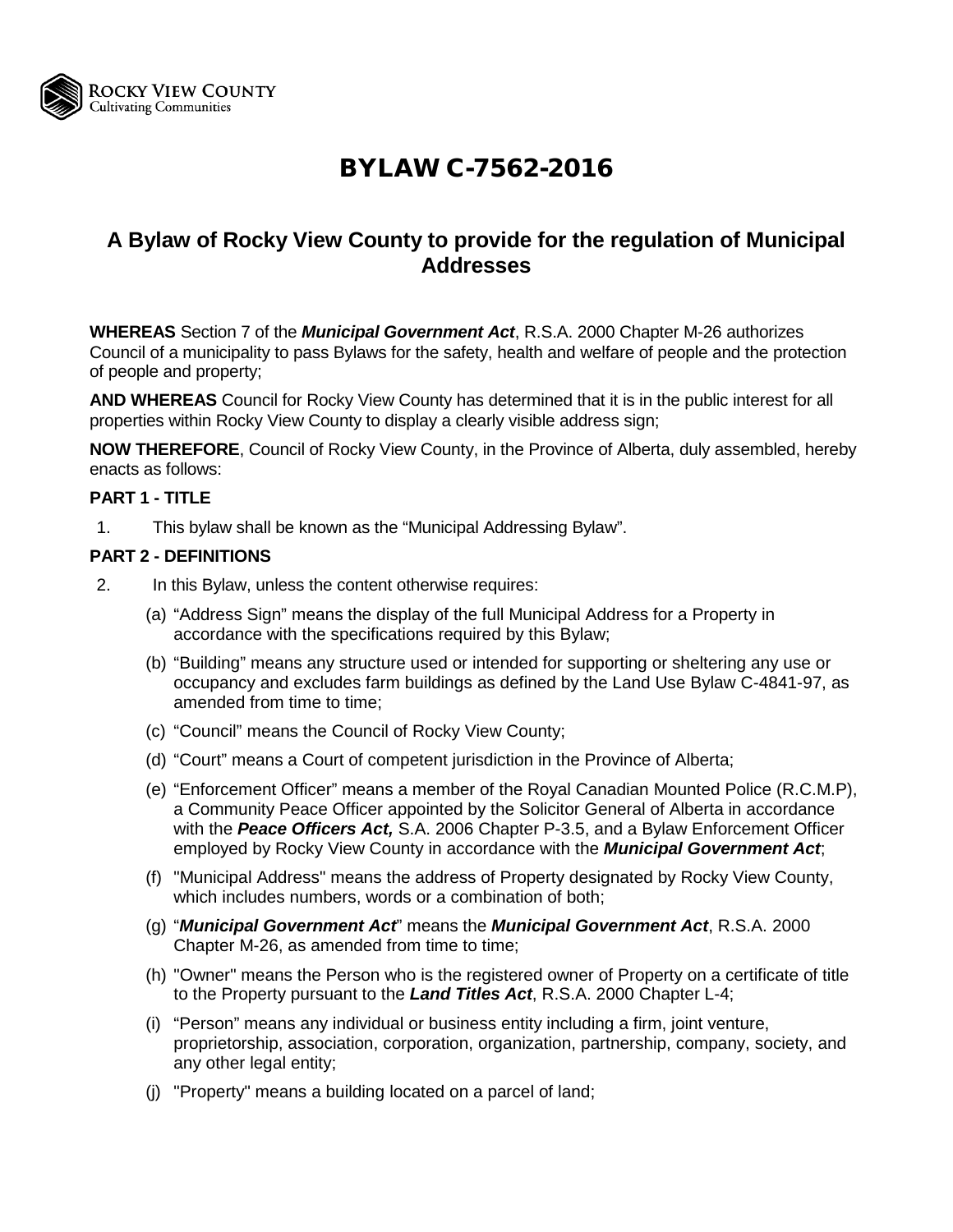ROCKY VIEW COUNTY
Cultivating Communities

# BYLAW C-7562-2016

## A Bylaw of Rocky View County to provide for the regulation of Municipal Addresses

**WHEREAS** Section 7 of the ***Municipal Government Act***, R.S.A. 2000 Chapter M-26 authorizes Council of a municipality to pass Bylaws for the safety, health and welfare of people and the protection of people and property;

**AND WHEREAS** Council for Rocky View County has determined that it is in the public interest for all properties within Rocky View County to display a clearly visible address sign;

**NOW THEREFORE**, Council of Rocky View County, in the Province of Alberta, duly assembled, hereby enacts as follows:

### PART 1 - TITLE

1. This bylaw shall be known as the "Municipal Addressing Bylaw".

### PART 2 - DEFINITIONS

2. In this Bylaw, unless the content otherwise requires:

   (a) "Address Sign" means the display of the full Municipal Address for a Property in accordance with the specifications required by this Bylaw;

   (b) "Building" means any structure used or intended for supporting or sheltering any use or occupancy and excludes farm buildings as defined by the Land Use Bylaw C-4841-97, as amended from time to time;

   (c) "Council" means the Council of Rocky View County;

   (d) "Court" means a Court of competent jurisdiction in the Province of Alberta;

   (e) "Enforcement Officer" means a member of the Royal Canadian Mounted Police (R.C.M.P), a Community Peace Officer appointed by the Solicitor General of Alberta in accordance with the ***Peace Officers Act,*** S.A. 2006 Chapter P-3.5, and a Bylaw Enforcement Officer employed by Rocky View County in accordance with the ***Municipal Government Act***;

   (f) "Municipal Address" means the address of Property designated by Rocky View County, which includes numbers, words or a combination of both;

   (g) "***Municipal Government Act***" means the ***Municipal Government Act***, R.S.A. 2000 Chapter M-26, as amended from time to time;

   (h) "Owner" means the Person who is the registered owner of Property on a certificate of title to the Property pursuant to the ***Land Titles Act***, R.S.A. 2000 Chapter L-4;

   (i) "Person" means any individual or business entity including a firm, joint venture, proprietorship, association, corporation, organization, partnership, company, society, and any other legal entity;

   (j) "Property" means a building located on a parcel of land;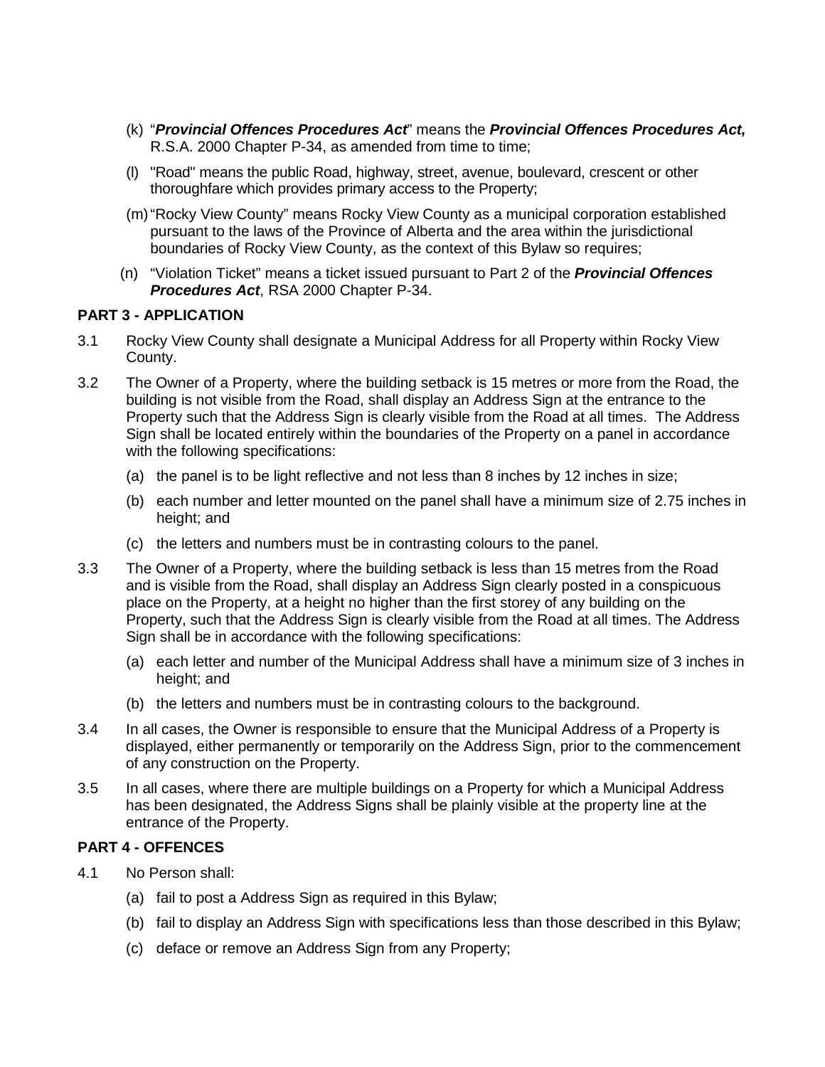(k) "***Provincial Offences Procedures Act***" means the ***Provincial Offences Procedures Act,*** R.S.A. 2000 Chapter P-34, as amended from time to time;

(l) "Road" means the public Road, highway, street, avenue, boulevard, crescent or other thoroughfare which provides primary access to the Property;

(m) "Rocky View County" means Rocky View County as a municipal corporation established pursuant to the laws of the Province of Alberta and the area within the jurisdictional boundaries of Rocky View County, as the context of this Bylaw so requires;

(n) "Violation Ticket" means a ticket issued pursuant to Part 2 of the ***Provincial Offences Procedures Act***, RSA 2000 Chapter P-34.

**PART 3 - APPLICATION**

3.1 Rocky View County shall designate a Municipal Address for all Property within Rocky View County.

3.2 The Owner of a Property, where the building setback is 15 metres or more from the Road, the building is not visible from the Road, shall display an Address Sign at the entrance to the Property such that the Address Sign is clearly visible from the Road at all times. The Address Sign shall be located entirely within the boundaries of the Property on a panel in accordance with the following specifications:

(a) the panel is to be light reflective and not less than 8 inches by 12 inches in size;

(b) each number and letter mounted on the panel shall have a minimum size of 2.75 inches in height; and

(c) the letters and numbers must be in contrasting colours to the panel.

3.3 The Owner of a Property, where the building setback is less than 15 metres from the Road and is visible from the Road, shall display an Address Sign clearly posted in a conspicuous place on the Property, at a height no higher than the first storey of any building on the Property, such that the Address Sign is clearly visible from the Road at all times. The Address Sign shall be in accordance with the following specifications:

(a) each letter and number of the Municipal Address shall have a minimum size of 3 inches in height; and

(b) the letters and numbers must be in contrasting colours to the background.

3.4 In all cases, the Owner is responsible to ensure that the Municipal Address of a Property is displayed, either permanently or temporarily on the Address Sign, prior to the commencement of any construction on the Property.

3.5 In all cases, where there are multiple buildings on a Property for which a Municipal Address has been designated, the Address Signs shall be plainly visible at the property line at the entrance of the Property.

**PART 4 - OFFENCES**

4.1 No Person shall:

(a) fail to post a Address Sign as required in this Bylaw;

(b) fail to display an Address Sign with specifications less than those described in this Bylaw;

(c) deface or remove an Address Sign from any Property;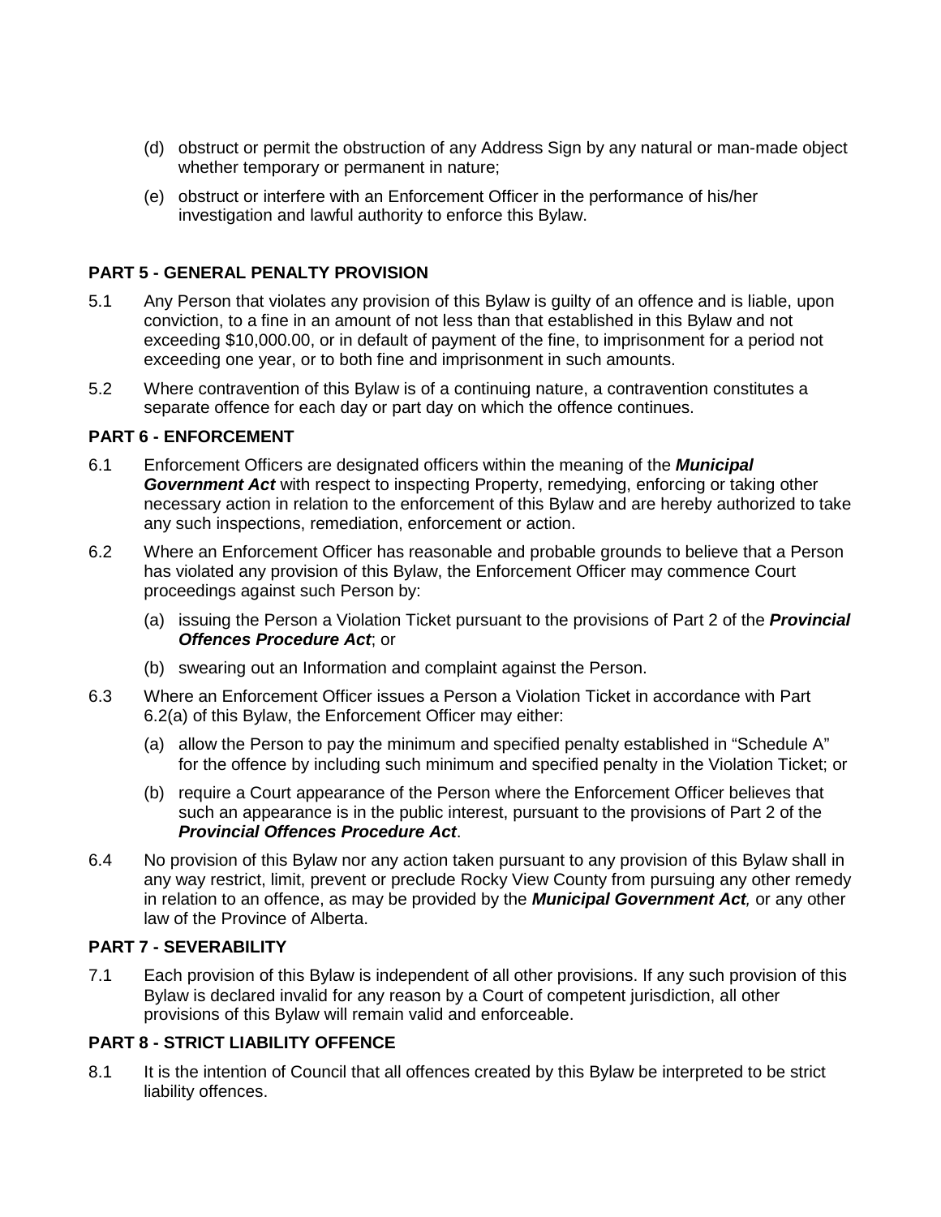(d) obstruct or permit the obstruction of any Address Sign by any natural or man-made object whether temporary or permanent in nature;

(e) obstruct or interfere with an Enforcement Officer in the performance of his/her investigation and lawful authority to enforce this Bylaw.

## PART 5 - GENERAL PENALTY PROVISION

5.1 Any Person that violates any provision of this Bylaw is guilty of an offence and is liable, upon conviction, to a fine in an amount of not less than that established in this Bylaw and not exceeding $10,000.00, or in default of payment of the fine, to imprisonment for a period not exceeding one year, or to both fine and imprisonment in such amounts.

5.2 Where contravention of this Bylaw is of a continuing nature, a contravention constitutes a separate offence for each day or part day on which the offence continues.

## PART 6 - ENFORCEMENT

6.1 Enforcement Officers are designated officers within the meaning of the ***Municipal Government Act*** with respect to inspecting Property, remedying, enforcing or taking other necessary action in relation to the enforcement of this Bylaw and are hereby authorized to take any such inspections, remediation, enforcement or action.

6.2 Where an Enforcement Officer has reasonable and probable grounds to believe that a Person has violated any provision of this Bylaw, the Enforcement Officer may commence Court proceedings against such Person by:

(a) issuing the Person a Violation Ticket pursuant to the provisions of Part 2 of the ***Provincial Offences Procedure Act***; or

(b) swearing out an Information and complaint against the Person.

6.3 Where an Enforcement Officer issues a Person a Violation Ticket in accordance with Part 6.2(a) of this Bylaw, the Enforcement Officer may either:

(a) allow the Person to pay the minimum and specified penalty established in "Schedule A" for the offence by including such minimum and specified penalty in the Violation Ticket; or

(b) require a Court appearance of the Person where the Enforcement Officer believes that such an appearance is in the public interest, pursuant to the provisions of Part 2 of the ***Provincial Offences Procedure Act***.

6.4 No provision of this Bylaw nor any action taken pursuant to any provision of this Bylaw shall in any way restrict, limit, prevent or preclude Rocky View County from pursuing any other remedy in relation to an offence, as may be provided by the ***Municipal Government Act***, or any other law of the Province of Alberta.

## PART 7 - SEVERABILITY

7.1 Each provision of this Bylaw is independent of all other provisions. If any such provision of this Bylaw is declared invalid for any reason by a Court of competent jurisdiction, all other provisions of this Bylaw will remain valid and enforceable.

## PART 8 - STRICT LIABILITY OFFENCE

8.1 It is the intention of Council that all offences created by this Bylaw be interpreted to be strict liability offences.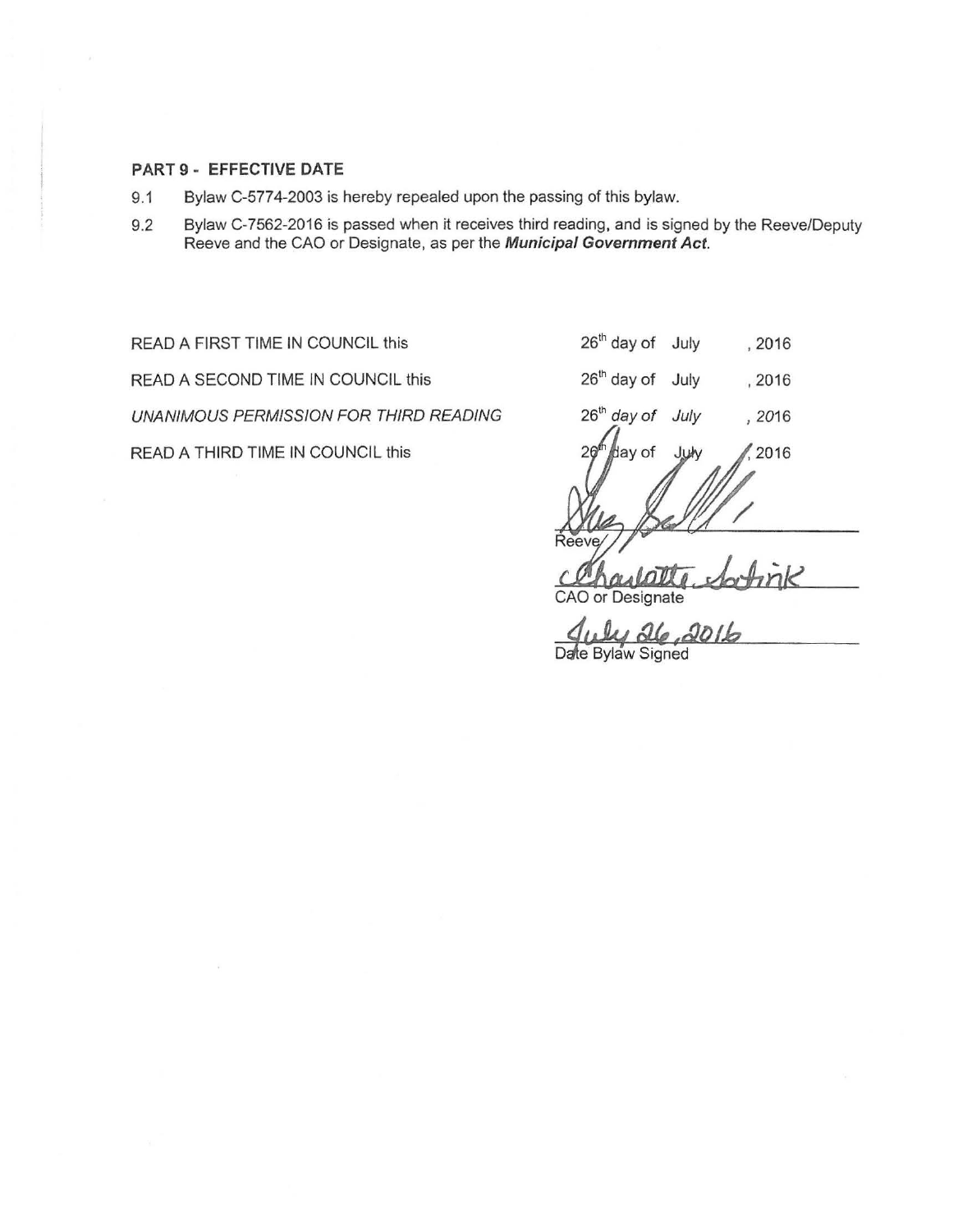### PART 9 - EFFECTIVE DATE

9.1 Bylaw C-5774-2003 is hereby repealed upon the passing of this bylaw.

9.2 Bylaw C-7562-2016 is passed when it receives third reading, and is signed by the Reeve/Deputy Reeve and the CAO or Designate, as per the ***Municipal Government Act***.

| | |
|---|---|
| READ A FIRST TIME IN COUNCIL this | 26th day of July , 2016 |
| READ A SECOND TIME IN COUNCIL this | 26th day of July , 2016 |
| *UNANIMOUS PERMISSION FOR THIRD READING* | *26th day of July , 2016* |
| READ A THIRD TIME IN COUNCIL this | 26th day of July , 2016 |

Reeve

Charlotte Satink

CAO or Designate

July 26, 2016

Date Bylaw Signed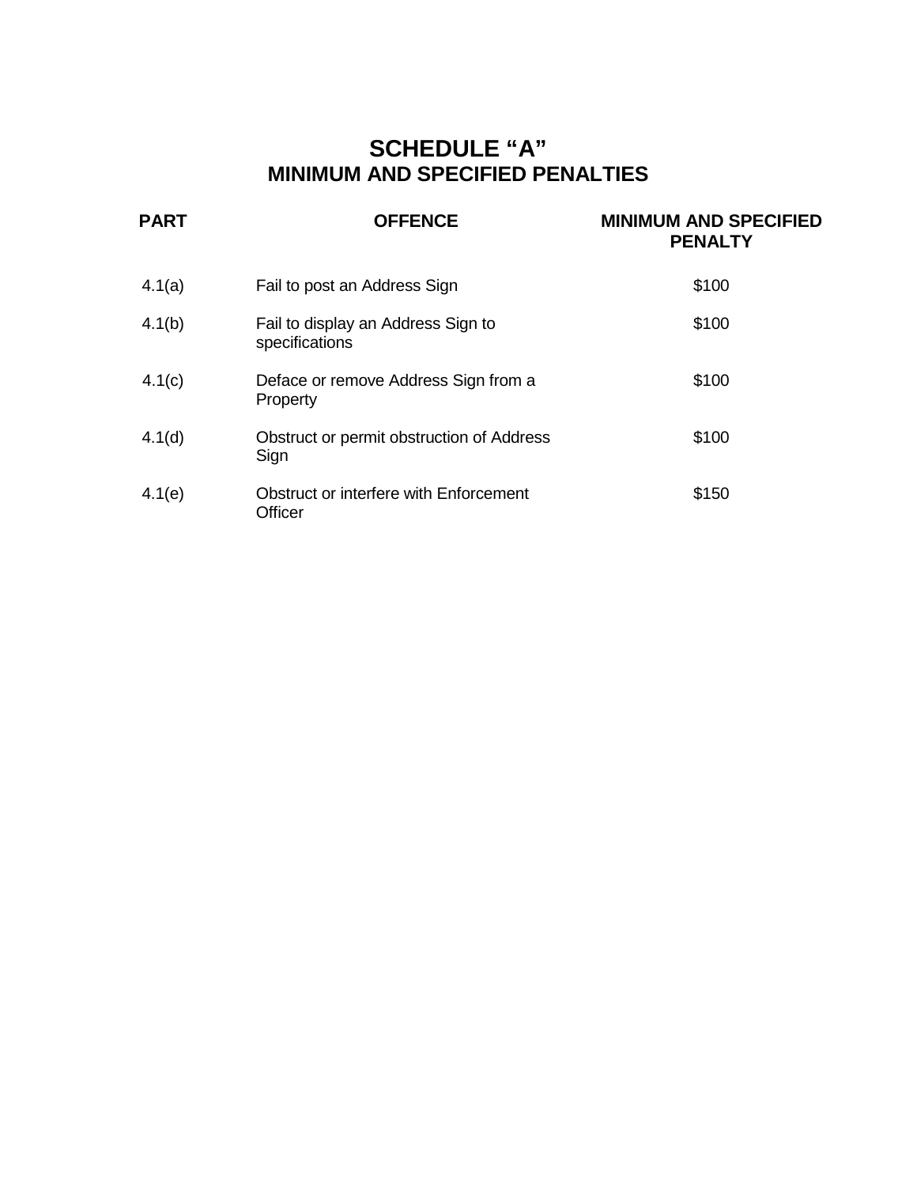# SCHEDULE "A"
## MINIMUM AND SPECIFIED PENALTIES

| PART | OFFENCE | MINIMUM AND SPECIFIED PENALTY |
| --- | --- | --- |
| 4.1(a) | Fail to post an Address Sign | $100 |
| 4.1(b) | Fail to display an Address Sign to specifications | $100 |
| 4.1(c) | Deface or remove Address Sign from a Property | $100 |
| 4.1(d) | Obstruct or permit obstruction of Address Sign | $100 |
| 4.1(e) | Obstruct or interfere with Enforcement Officer | $150 |